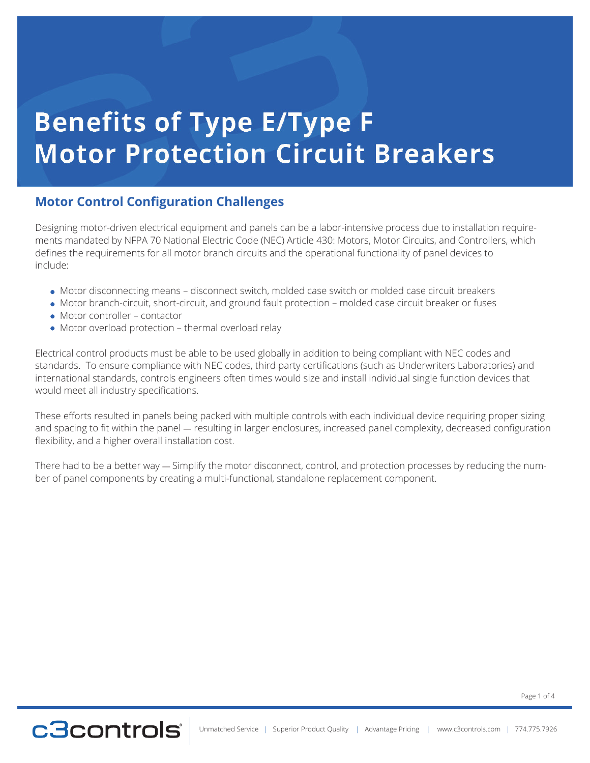# Benefits of Type E/Type F Motor Protection Circuit Breakers

## Motor Control Configuration Challenges

Designing motor-driven electrical equipment and panels can be a labor-intensive process due to installation requirements mandated by NFPA 70 National Electric Code (NEC) Article 430: Motors, Motor Circuits, and Controllers, which defines the requirements for all motor branch circuits and the operational functionality of panel devices to include:

- Motor disconnecting means – disconnect switch, molded case switch or molded case circuit breakers
- Motor branch-circuit, short-circuit, and ground fault protection – molded case circuit breaker or fuses
- Motor controller – contactor
- Motor overload protection – thermal overload relay

Electrical control products must be able to be used globally in addition to being compliant with NEC codes and standards. To ensure compliance with NEC codes, third party certifications (such as Underwriters Laboratories) and international standards, controls engineers often times would size and install individual single function devices that would meet all industry specifications.

These efforts resulted in panels being packed with multiple controls with each individual device requiring proper sizing and spacing to fit within the panel — resulting in larger enclosures, increased panel complexity, decreased configuration flexibility, and a higher overall installation cost.

There had to be a better way — Simplify the motor disconnect, control, and protection processes by reducing the number of panel components by creating a multi-functional, standalone replacement component.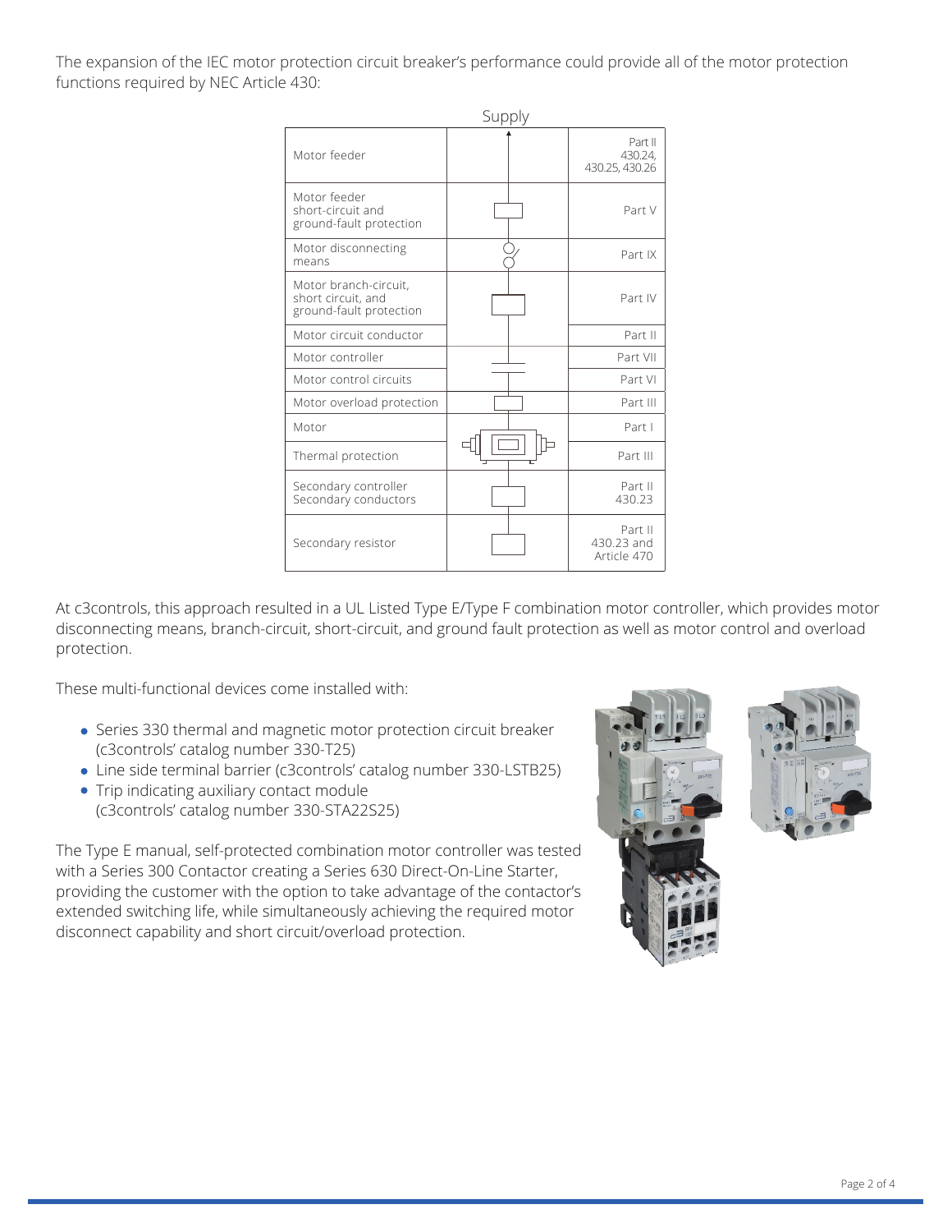The expansion of the IEC motor protection circuit breaker's performance could provide all of the motor protection functions required by NEC Article 430:

| Supply | | |
|---|---|---|
| Motor feeder | | Part II 430.24, 430.25, 430.26 |
| Motor feeder short-circuit and ground-fault protection | | Part V |
| Motor disconnecting means | | Part IX |
| Motor branch-circuit, short circuit, and ground-fault protection | | Part IV |
| Motor circuit conductor | | Part II |
| Motor controller | | Part VII |
| Motor control circuits | | Part VI |
| Motor overload protection | | Part III |
| Motor | | Part I |
| Thermal protection | | Part III |
| Secondary controller Secondary conductors | | Part II 430.23 |
| Secondary resistor | | Part II 430.23 and Article 470 |

At c3controls, this approach resulted in a UL Listed Type E/Type F combination motor controller, which provides motor disconnecting means, branch-circuit, short-circuit, and ground fault protection as well as motor control and overload protection.

These multi-functional devices come installed with:

- Series 330 thermal and magnetic motor protection circuit breaker (c3controls' catalog number 330-T25)
- Line side terminal barrier (c3controls' catalog number 330-LSTB25)
- Trip indicating auxiliary contact module (c3controls' catalog number 330-STA22S25)

The Type E manual, self-protected combination motor controller was tested with a Series 300 Contactor creating a Series 630 Direct-On-Line Starter, providing the customer with the option to take advantage of the contactor's extended switching life, while simultaneously achieving the required motor disconnect capability and short circuit/overload protection.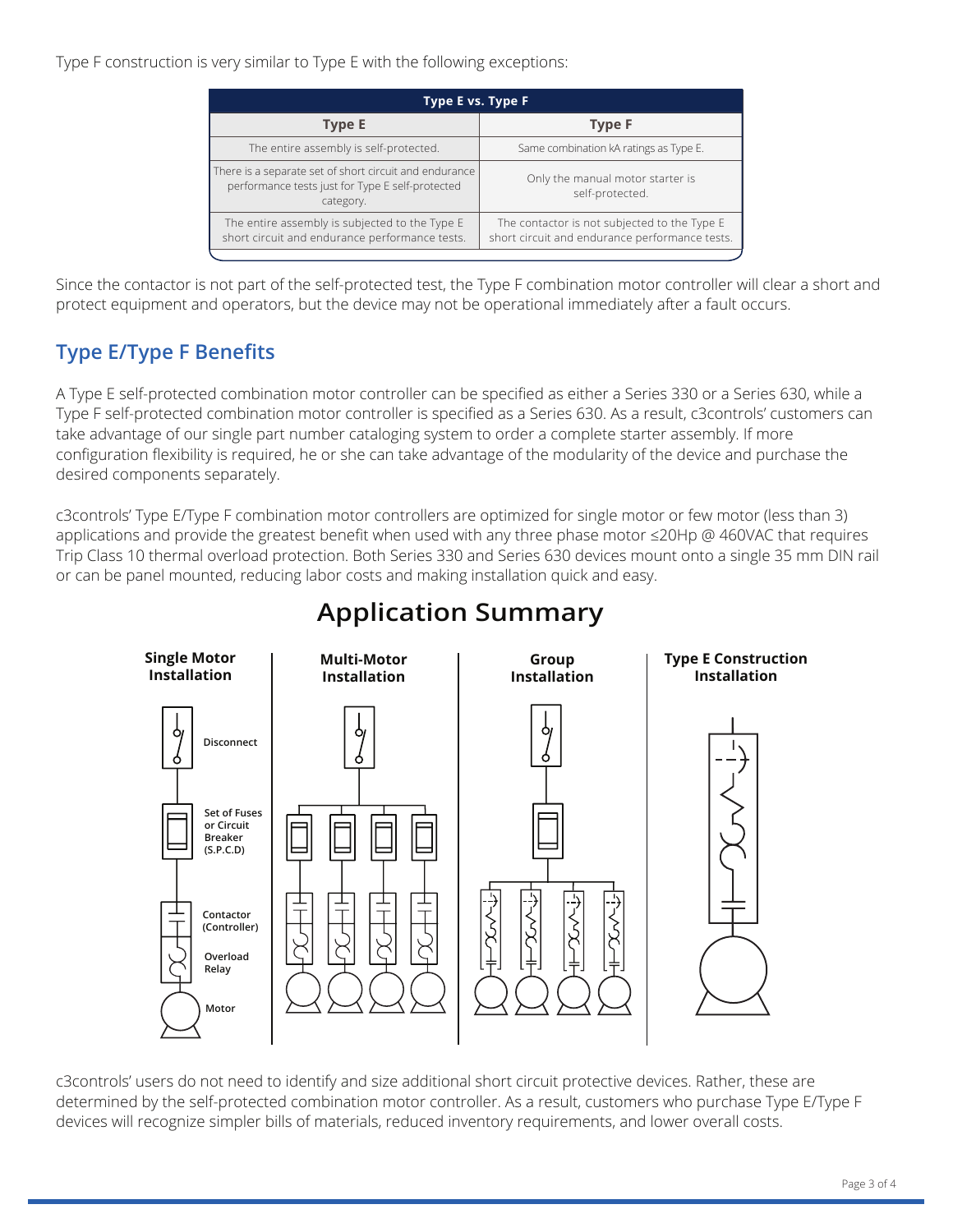Type F construction is very similar to Type E with the following exceptions:

| Type E vs. Type F | |
|---|---|
| **Type E** | **Type F** |
| The entire assembly is self-protected. | Same combination kA ratings as Type E. |
| There is a separate set of short circuit and endurance performance tests just for Type E self-protected category. | Only the manual motor starter is self-protected. |
| The entire assembly is subjected to the Type E short circuit and endurance performance tests. | The contactor is not subjected to the Type E short circuit and endurance performance tests. |

Since the contactor is not part of the self-protected test, the Type F combination motor controller will clear a short and protect equipment and operators, but the device may not be operational immediately after a fault occurs.

## Type E/Type F Benefits

A Type E self-protected combination motor controller can be specified as either a Series 330 or a Series 630, while a Type F self-protected combination motor controller is specified as a Series 630. As a result, c3controls' customers can take advantage of our single part number cataloging system to order a complete starter assembly. If more configuration flexibility is required, he or she can take advantage of the modularity of the device and purchase the desired components separately.

c3controls' Type E/Type F combination motor controllers are optimized for single motor or few motor (less than 3) applications and provide the greatest benefit when used with any three phase motor ≤20Hp @ 460VAC that requires Trip Class 10 thermal overload protection. Both Series 330 and Series 630 devices mount onto a single 35 mm DIN rail or can be panel mounted, reducing labor costs and making installation quick and easy.

## Application Summary

**Single Motor Installation** | **Multi-Motor Installation** | **Group Installation** | **Type E Construction Installation**

Disconnect

Set of Fuses or Circuit Breaker (S.P.C.D)

Contactor (Controller)

Overload Relay

Motor

c3controls' users do not need to identify and size additional short circuit protective devices. Rather, these are determined by the self-protected combination motor controller. As a result, customers who purchase Type E/Type F devices will recognize simpler bills of materials, reduced inventory requirements, and lower overall costs.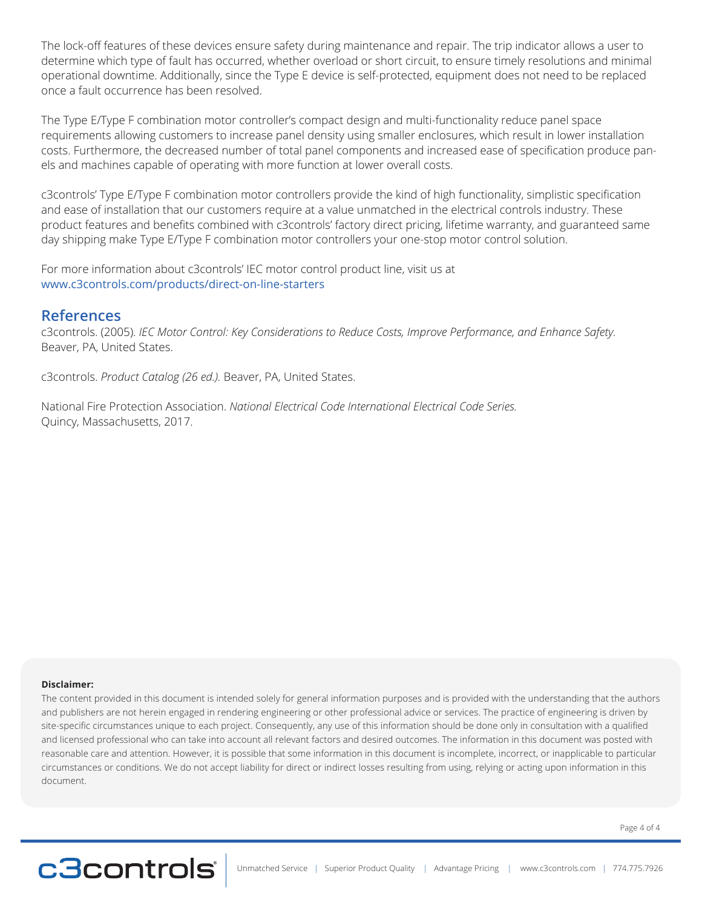The lock-off features of these devices ensure safety during maintenance and repair. The trip indicator allows a user to determine which type of fault has occurred, whether overload or short circuit, to ensure timely resolutions and minimal operational downtime. Additionally, since the Type E device is self-protected, equipment does not need to be replaced once a fault occurrence has been resolved.

The Type E/Type F combination motor controller's compact design and multi-functionality reduce panel space requirements allowing customers to increase panel density using smaller enclosures, which result in lower installation costs. Furthermore, the decreased number of total panel components and increased ease of specification produce panels and machines capable of operating with more function at lower overall costs.

c3controls' Type E/Type F combination motor controllers provide the kind of high functionality, simplistic specification and ease of installation that our customers require at a value unmatched in the electrical controls industry. These product features and benefits combined with c3controls' factory direct pricing, lifetime warranty, and guaranteed same day shipping make Type E/Type F combination motor controllers your one-stop motor control solution.

For more information about c3controls' IEC motor control product line, visit us at www.c3controls.com/products/direct-on-line-starters

## References

c3controls. (2005). *IEC Motor Control: Key Considerations to Reduce Costs, Improve Performance, and Enhance Safety.* Beaver, PA, United States.

c3controls. *Product Catalog (26 ed.).* Beaver, PA, United States.

National Fire Protection Association. *National Electrical Code International Electrical Code Series.* Quincy, Massachusetts, 2017.

**Disclaimer:**

The content provided in this document is intended solely for general information purposes and is provided with the understanding that the authors and publishers are not herein engaged in rendering engineering or other professional advice or services. The practice of engineering is driven by site-specific circumstances unique to each project. Consequently, any use of this information should be done only in consultation with a qualified and licensed professional who can take into account all relevant factors and desired outcomes. The information in this document was posted with reasonable care and attention. However, it is possible that some information in this document is incomplete, incorrect, or inapplicable to particular circumstances or conditions. We do not accept liability for direct or indirect losses resulting from using, relying or acting upon information in this document.